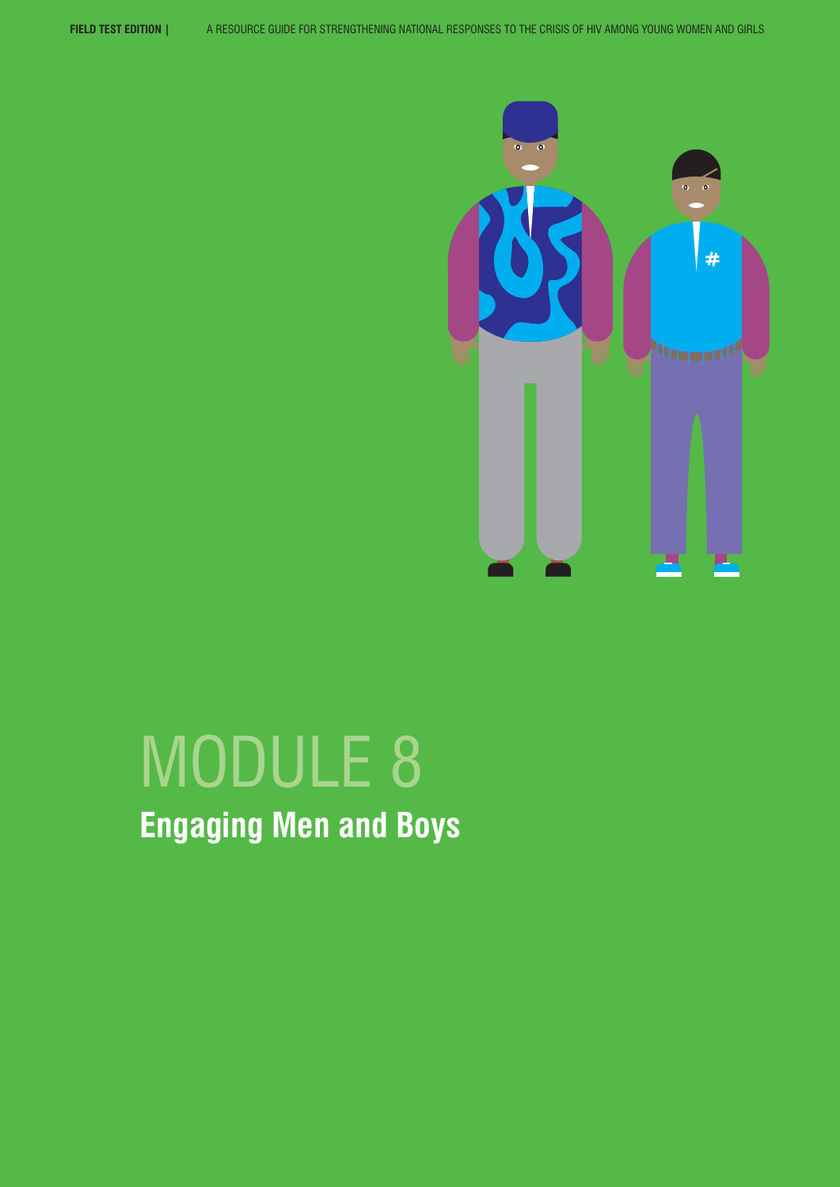# MODULE 8

## Engaging Men and Boys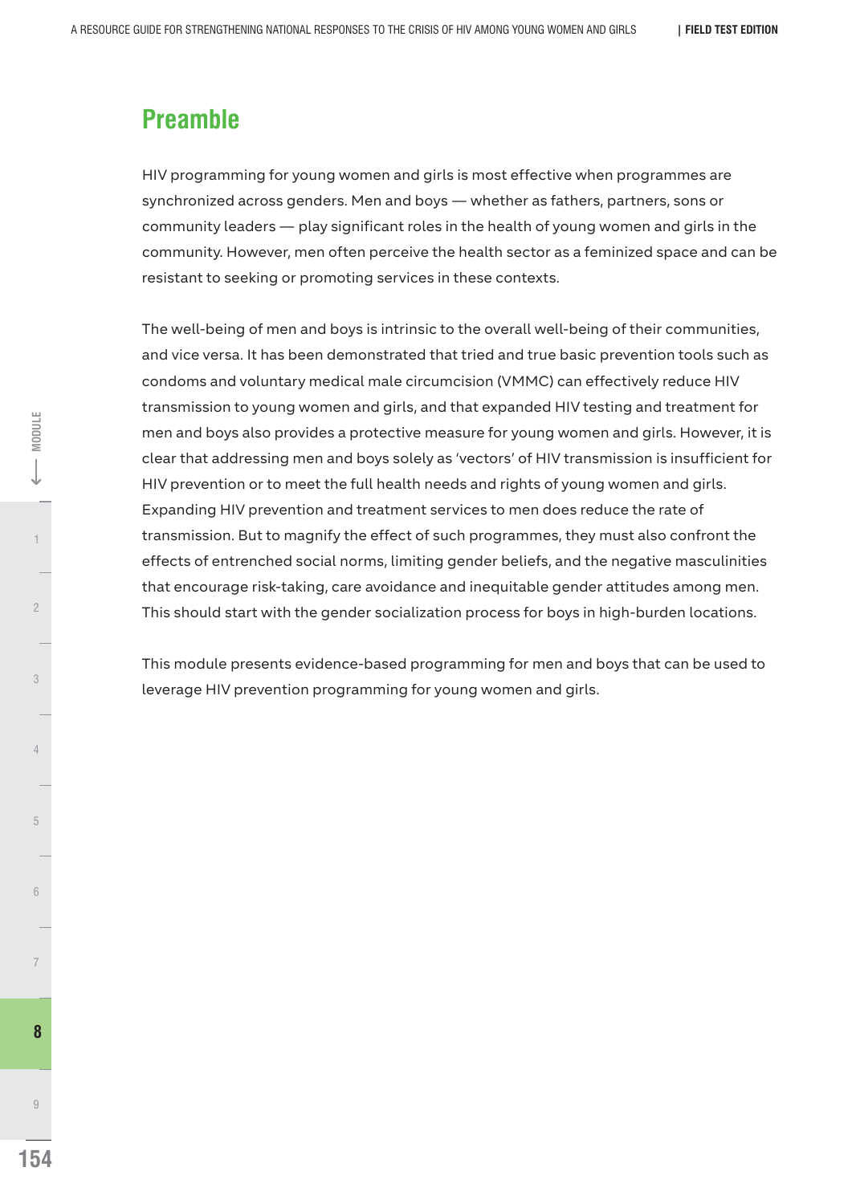## Preamble

HIV programming for young women and girls is most effective when programmes are synchronized across genders. Men and boys — whether as fathers, partners, sons or community leaders — play significant roles in the health of young women and girls in the community. However, men often perceive the health sector as a feminized space and can be resistant to seeking or promoting services in these contexts.

The well-being of men and boys is intrinsic to the overall well-being of their communities, and vice versa. It has been demonstrated that tried and true basic prevention tools such as condoms and voluntary medical male circumcision (VMMC) can effectively reduce HIV transmission to young women and girls, and that expanded HIV testing and treatment for men and boys also provides a protective measure for young women and girls. However, it is clear that addressing men and boys solely as 'vectors' of HIV transmission is insufficient for HIV prevention or to meet the full health needs and rights of young women and girls. Expanding HIV prevention and treatment services to men does reduce the rate of transmission. But to magnify the effect of such programmes, they must also confront the effects of entrenched social norms, limiting gender beliefs, and the negative masculinities that encourage risk-taking, care avoidance and inequitable gender attitudes among men. This should start with the gender socialization process for boys in high-burden locations.

This module presents evidence-based programming for men and boys that can be used to leverage HIV prevention programming for young women and girls.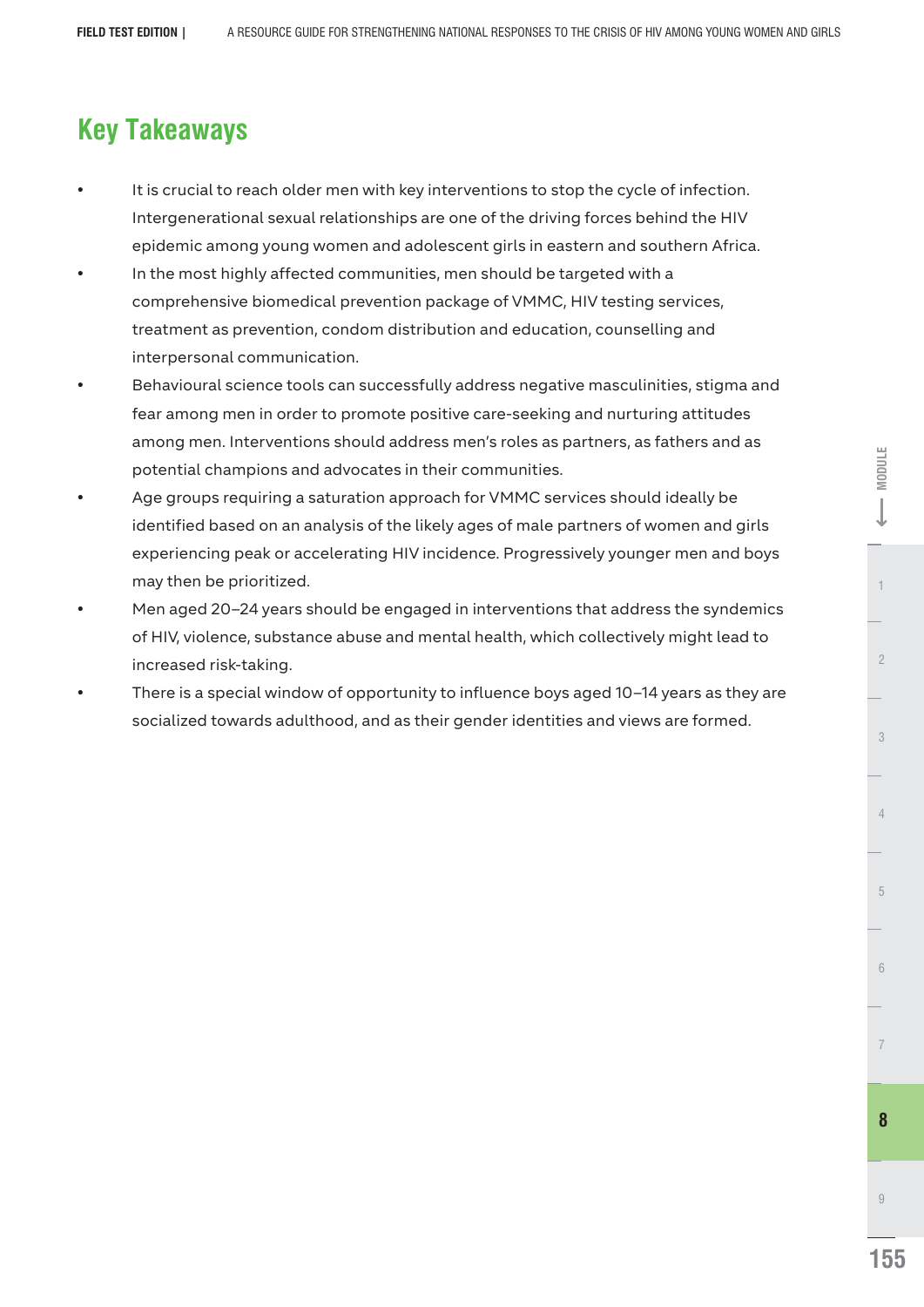## Key Takeaways

- It is crucial to reach older men with key interventions to stop the cycle of infection. Intergenerational sexual relationships are one of the driving forces behind the HIV epidemic among young women and adolescent girls in eastern and southern Africa.
- In the most highly affected communities, men should be targeted with a comprehensive biomedical prevention package of VMMC, HIV testing services, treatment as prevention, condom distribution and education, counselling and interpersonal communication.
- Behavioural science tools can successfully address negative masculinities, stigma and fear among men in order to promote positive care-seeking and nurturing attitudes among men. Interventions should address men's roles as partners, as fathers and as potential champions and advocates in their communities.
- Age groups requiring a saturation approach for VMMC services should ideally be identified based on an analysis of the likely ages of male partners of women and girls experiencing peak or accelerating HIV incidence. Progressively younger men and boys may then be prioritized.
- Men aged 20–24 years should be engaged in interventions that address the syndemics of HIV, violence, substance abuse and mental health, which collectively might lead to increased risk-taking.
- There is a special window of opportunity to influence boys aged 10–14 years as they are socialized towards adulthood, and as their gender identities and views are formed.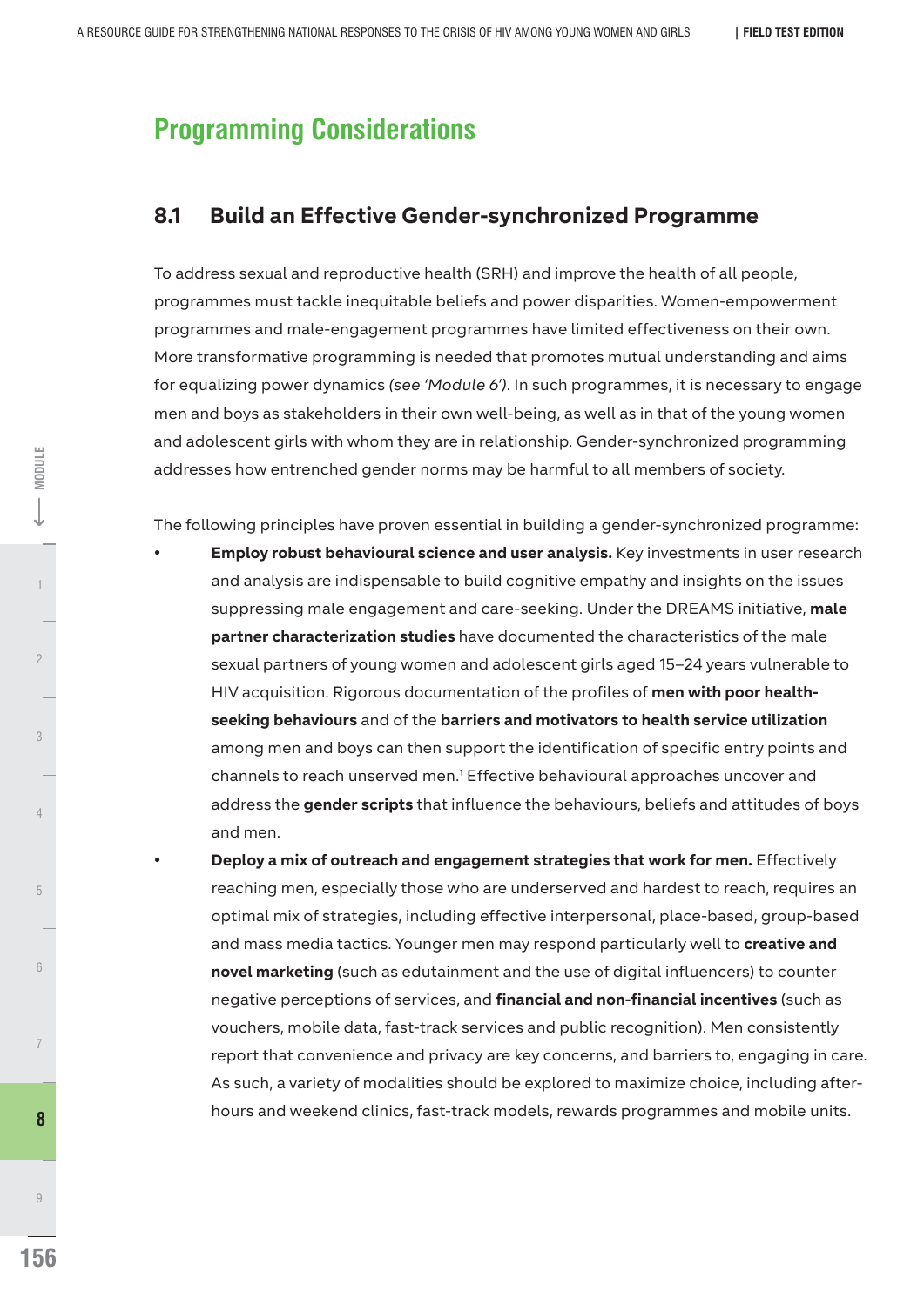# Programming Considerations

## 8.1 Build an Effective Gender-synchronized Programme

To address sexual and reproductive health (SRH) and improve the health of all people, programmes must tackle inequitable beliefs and power disparities. Women-empowerment programmes and male-engagement programmes have limited effectiveness on their own. More transformative programming is needed that promotes mutual understanding and aims for equalizing power dynamics *(see 'Module 6')*. In such programmes, it is necessary to engage men and boys as stakeholders in their own well-being, as well as in that of the young women and adolescent girls with whom they are in relationship. Gender-synchronized programming addresses how entrenched gender norms may be harmful to all members of society.

The following principles have proven essential in building a gender-synchronized programme:

- **Employ robust behavioural science and user analysis.** Key investments in user research and analysis are indispensable to build cognitive empathy and insights on the issues suppressing male engagement and care-seeking. Under the DREAMS initiative, **male partner characterization studies** have documented the characteristics of the male sexual partners of young women and adolescent girls aged 15–24 years vulnerable to HIV acquisition. Rigorous documentation of the profiles of **men with poor health-seeking behaviours** and of the **barriers and motivators to health service utilization** among men and boys can then support the identification of specific entry points and channels to reach unserved men.[1] Effective behavioural approaches uncover and address the **gender scripts** that influence the behaviours, beliefs and attitudes of boys and men.
- **Deploy a mix of outreach and engagement strategies that work for men.** Effectively reaching men, especially those who are underserved and hardest to reach, requires an optimal mix of strategies, including effective interpersonal, place-based, group-based and mass media tactics. Younger men may respond particularly well to **creative and novel marketing** (such as edutainment and the use of digital influencers) to counter negative perceptions of services, and **financial and non-financial incentives** (such as vouchers, mobile data, fast-track services and public recognition). Men consistently report that convenience and privacy are key concerns, and barriers to, engaging in care. As such, a variety of modalities should be explored to maximize choice, including after-hours and weekend clinics, fast-track models, rewards programmes and mobile units.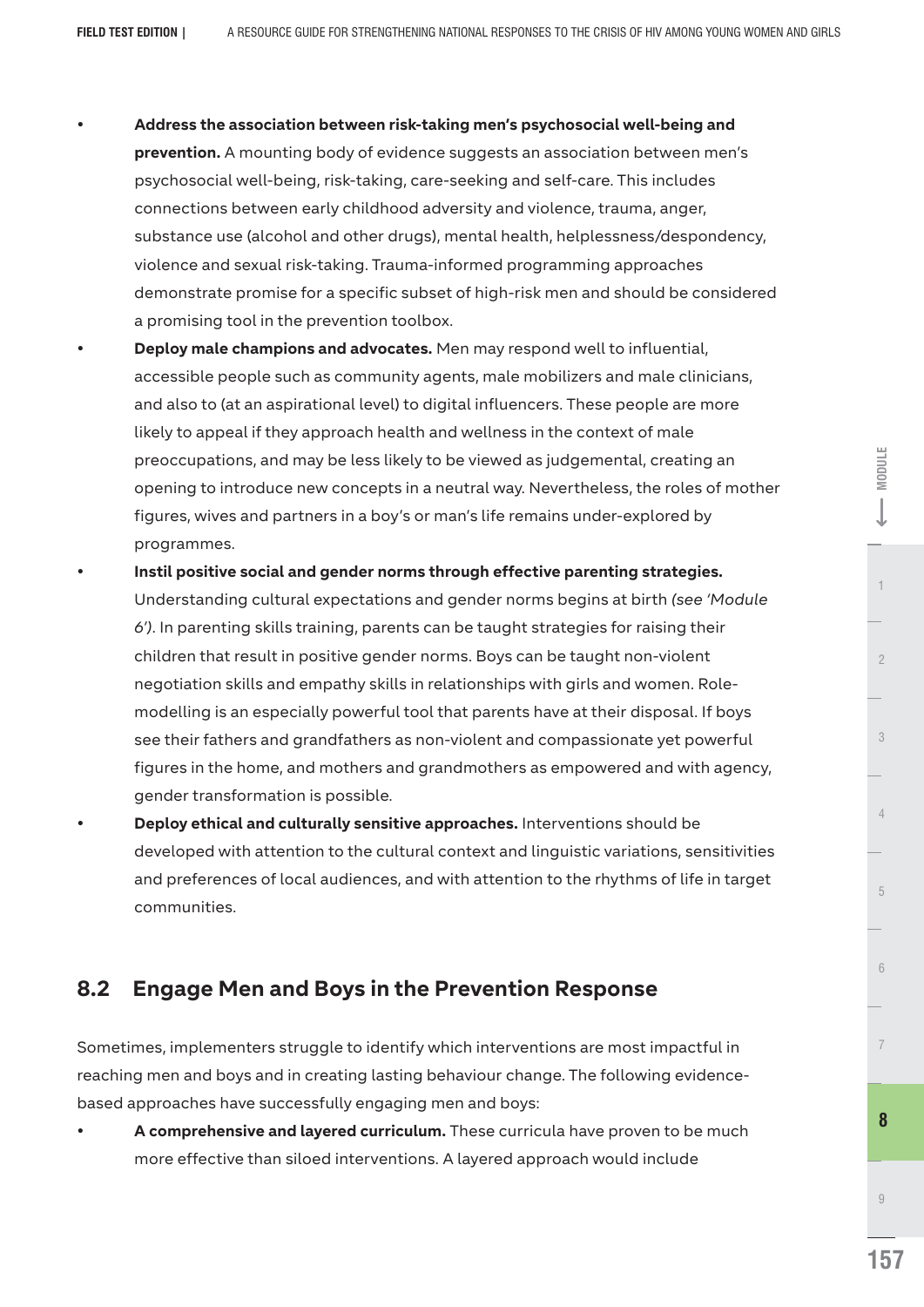- **Address the association between risk-taking men's psychosocial well-being and prevention.** A mounting body of evidence suggests an association between men's psychosocial well-being, risk-taking, care-seeking and self-care. This includes connections between early childhood adversity and violence, trauma, anger, substance use (alcohol and other drugs), mental health, helplessness/despondency, violence and sexual risk-taking. Trauma-informed programming approaches demonstrate promise for a specific subset of high-risk men and should be considered a promising tool in the prevention toolbox.
- **Deploy male champions and advocates.** Men may respond well to influential, accessible people such as community agents, male mobilizers and male clinicians, and also to (at an aspirational level) to digital influencers. These people are more likely to appeal if they approach health and wellness in the context of male preoccupations, and may be less likely to be viewed as judgemental, creating an opening to introduce new concepts in a neutral way. Nevertheless, the roles of mother figures, wives and partners in a boy's or man's life remains under-explored by programmes.
- **Instil positive social and gender norms through effective parenting strategies.** Understanding cultural expectations and gender norms begins at birth *(see 'Module 6')*. In parenting skills training, parents can be taught strategies for raising their children that result in positive gender norms. Boys can be taught non-violent negotiation skills and empathy skills in relationships with girls and women. Role-modelling is an especially powerful tool that parents have at their disposal. If boys see their fathers and grandfathers as non-violent and compassionate yet powerful figures in the home, and mothers and grandmothers as empowered and with agency, gender transformation is possible.
- **Deploy ethical and culturally sensitive approaches.** Interventions should be developed with attention to the cultural context and linguistic variations, sensitivities and preferences of local audiences, and with attention to the rhythms of life in target communities.

## 8.2 Engage Men and Boys in the Prevention Response

Sometimes, implementers struggle to identify which interventions are most impactful in reaching men and boys and in creating lasting behaviour change. The following evidence-based approaches have successfully engaging men and boys:

- **A comprehensive and layered curriculum.** These curricula have proven to be much more effective than siloed interventions. A layered approach would include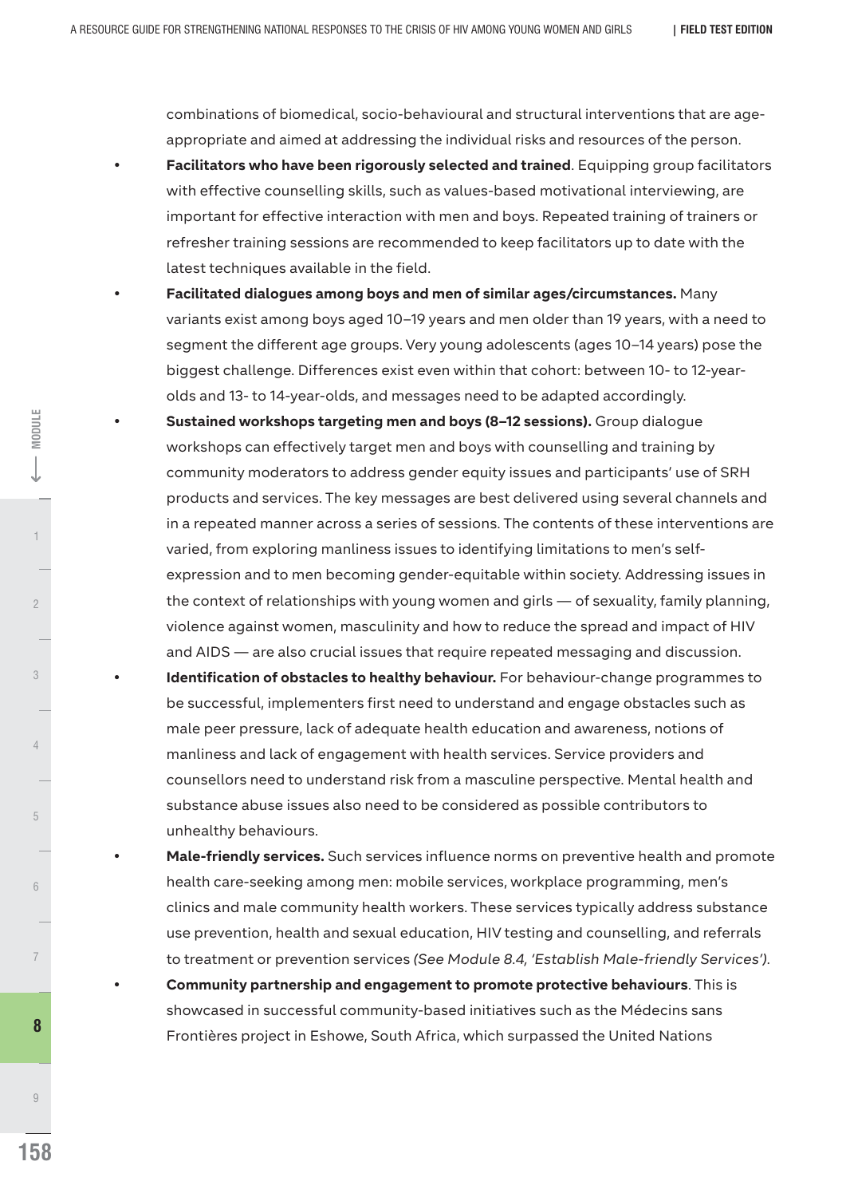combinations of biomedical, socio-behavioural and structural interventions that are age-appropriate and aimed at addressing the individual risks and resources of the person.

- **Facilitators who have been rigorously selected and trained**. Equipping group facilitators with effective counselling skills, such as values-based motivational interviewing, are important for effective interaction with men and boys. Repeated training of trainers or refresher training sessions are recommended to keep facilitators up to date with the latest techniques available in the field.
- **Facilitated dialogues among boys and men of similar ages/circumstances.** Many variants exist among boys aged 10–19 years and men older than 19 years, with a need to segment the different age groups. Very young adolescents (ages 10–14 years) pose the biggest challenge. Differences exist even within that cohort: between 10- to 12-year-olds and 13- to 14-year-olds, and messages need to be adapted accordingly.
- **Sustained workshops targeting men and boys (8–12 sessions).** Group dialogue workshops can effectively target men and boys with counselling and training by community moderators to address gender equity issues and participants' use of SRH products and services. The key messages are best delivered using several channels and in a repeated manner across a series of sessions. The contents of these interventions are varied, from exploring manliness issues to identifying limitations to men's self-expression and to men becoming gender-equitable within society. Addressing issues in the context of relationships with young women and girls — of sexuality, family planning, violence against women, masculinity and how to reduce the spread and impact of HIV and AIDS — are also crucial issues that require repeated messaging and discussion.
- **Identification of obstacles to healthy behaviour.** For behaviour-change programmes to be successful, implementers first need to understand and engage obstacles such as male peer pressure, lack of adequate health education and awareness, notions of manliness and lack of engagement with health services. Service providers and counsellors need to understand risk from a masculine perspective. Mental health and substance abuse issues also need to be considered as possible contributors to unhealthy behaviours.
- **Male-friendly services.** Such services influence norms on preventive health and promote health care-seeking among men: mobile services, workplace programming, men's clinics and male community health workers. These services typically address substance use prevention, health and sexual education, HIV testing and counselling, and referrals to treatment or prevention services *(See Module 8.4, 'Establish Male-friendly Services')*.
- **Community partnership and engagement to promote protective behaviours**. This is showcased in successful community-based initiatives such as the Médecins sans Frontières project in Eshowe, South Africa, which surpassed the United Nations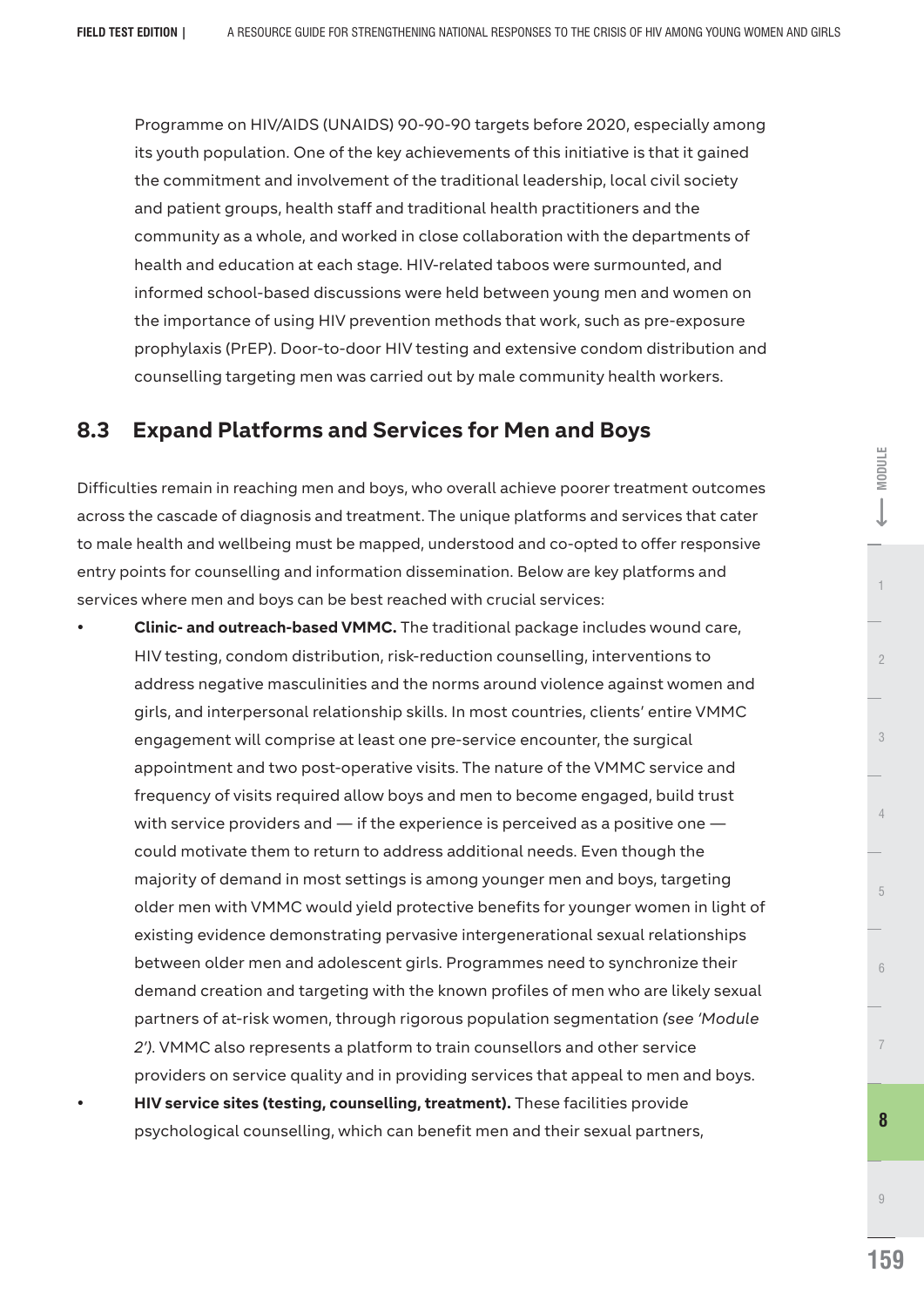Programme on HIV/AIDS (UNAIDS) 90-90-90 targets before 2020, especially among its youth population. One of the key achievements of this initiative is that it gained the commitment and involvement of the traditional leadership, local civil society and patient groups, health staff and traditional health practitioners and the community as a whole, and worked in close collaboration with the departments of health and education at each stage. HIV-related taboos were surmounted, and informed school-based discussions were held between young men and women on the importance of using HIV prevention methods that work, such as pre-exposure prophylaxis (PrEP). Door-to-door HIV testing and extensive condom distribution and counselling targeting men was carried out by male community health workers.

## 8.3 Expand Platforms and Services for Men and Boys

Difficulties remain in reaching men and boys, who overall achieve poorer treatment outcomes across the cascade of diagnosis and treatment. The unique platforms and services that cater to male health and wellbeing must be mapped, understood and co-opted to offer responsive entry points for counselling and information dissemination. Below are key platforms and services where men and boys can be best reached with crucial services:

- **Clinic- and outreach-based VMMC.** The traditional package includes wound care, HIV testing, condom distribution, risk-reduction counselling, interventions to address negative masculinities and the norms around violence against women and girls, and interpersonal relationship skills. In most countries, clients' entire VMMC engagement will comprise at least one pre-service encounter, the surgical appointment and two post-operative visits. The nature of the VMMC service and frequency of visits required allow boys and men to become engaged, build trust with service providers and — if the experience is perceived as a positive one — could motivate them to return to address additional needs. Even though the majority of demand in most settings is among younger men and boys, targeting older men with VMMC would yield protective benefits for younger women in light of existing evidence demonstrating pervasive intergenerational sexual relationships between older men and adolescent girls. Programmes need to synchronize their demand creation and targeting with the known profiles of men who are likely sexual partners of at-risk women, through rigorous population segmentation *(see 'Module 2')*. VMMC also represents a platform to train counsellors and other service providers on service quality and in providing services that appeal to men and boys.
- **HIV service sites (testing, counselling, treatment).** These facilities provide psychological counselling, which can benefit men and their sexual partners,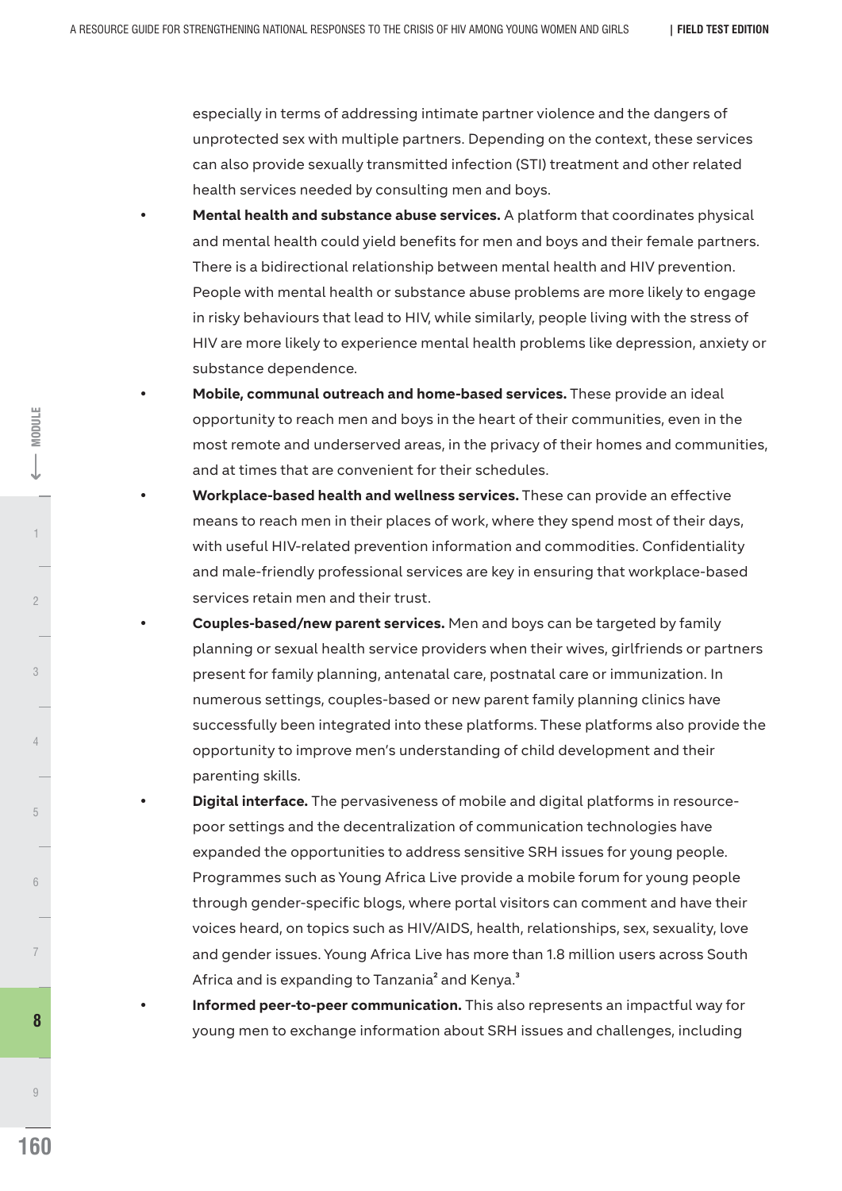especially in terms of addressing intimate partner violence and the dangers of unprotected sex with multiple partners. Depending on the context, these services can also provide sexually transmitted infection (STI) treatment and other related health services needed by consulting men and boys.

- **Mental health and substance abuse services.** A platform that coordinates physical and mental health could yield benefits for men and boys and their female partners. There is a bidirectional relationship between mental health and HIV prevention. People with mental health or substance abuse problems are more likely to engage in risky behaviours that lead to HIV, while similarly, people living with the stress of HIV are more likely to experience mental health problems like depression, anxiety or substance dependence.
- **Mobile, communal outreach and home-based services.** These provide an ideal opportunity to reach men and boys in the heart of their communities, even in the most remote and underserved areas, in the privacy of their homes and communities, and at times that are convenient for their schedules.
- **Workplace-based health and wellness services.** These can provide an effective means to reach men in their places of work, where they spend most of their days, with useful HIV-related prevention information and commodities. Confidentiality and male-friendly professional services are key in ensuring that workplace-based services retain men and their trust.
- **Couples-based/new parent services.** Men and boys can be targeted by family planning or sexual health service providers when their wives, girlfriends or partners present for family planning, antenatal care, postnatal care or immunization. In numerous settings, couples-based or new parent family planning clinics have successfully been integrated into these platforms. These platforms also provide the opportunity to improve men's understanding of child development and their parenting skills.
- **Digital interface.** The pervasiveness of mobile and digital platforms in resource-poor settings and the decentralization of communication technologies have expanded the opportunities to address sensitive SRH issues for young people. Programmes such as Young Africa Live provide a mobile forum for young people through gender-specific blogs, where portal visitors can comment and have their voices heard, on topics such as HIV/AIDS, health, relationships, sex, sexuality, love and gender issues. Young Africa Live has more than 1.8 million users across South Africa and is expanding to Tanzania[2] and Kenya.[3]
- **Informed peer-to-peer communication.** This also represents an impactful way for young men to exchange information about SRH issues and challenges, including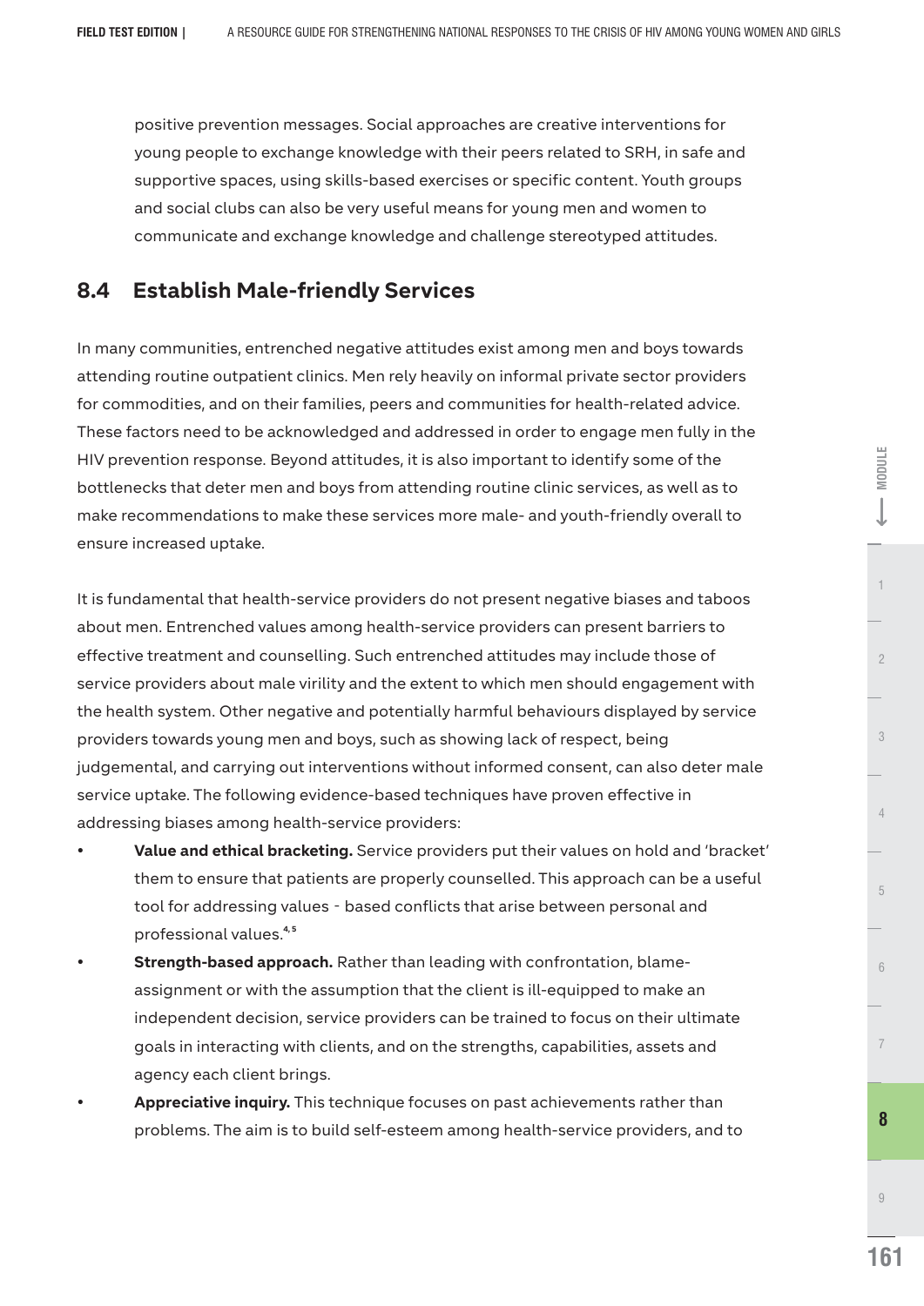positive prevention messages. Social approaches are creative interventions for young people to exchange knowledge with their peers related to SRH, in safe and supportive spaces, using skills-based exercises or specific content. Youth groups and social clubs can also be very useful means for young men and women to communicate and exchange knowledge and challenge stereotyped attitudes.

## 8.4 Establish Male-friendly Services

In many communities, entrenched negative attitudes exist among men and boys towards attending routine outpatient clinics. Men rely heavily on informal private sector providers for commodities, and on their families, peers and communities for health-related advice. These factors need to be acknowledged and addressed in order to engage men fully in the HIV prevention response. Beyond attitudes, it is also important to identify some of the bottlenecks that deter men and boys from attending routine clinic services, as well as to make recommendations to make these services more male- and youth-friendly overall to ensure increased uptake.

It is fundamental that health-service providers do not present negative biases and taboos about men. Entrenched values among health-service providers can present barriers to effective treatment and counselling. Such entrenched attitudes may include those of service providers about male virility and the extent to which men should engagement with the health system. Other negative and potentially harmful behaviours displayed by service providers towards young men and boys, such as showing lack of respect, being judgemental, and carrying out interventions without informed consent, can also deter male service uptake. The following evidence-based techniques have proven effective in addressing biases among health-service providers:

- **Value and ethical bracketing.** Service providers put their values on hold and 'bracket' them to ensure that patients are properly counselled. This approach can be a useful tool for addressing values - based conflicts that arise between personal and professional values.[4,5]
- **Strength-based approach.** Rather than leading with confrontation, blame-assignment or with the assumption that the client is ill-equipped to make an independent decision, service providers can be trained to focus on their ultimate goals in interacting with clients, and on the strengths, capabilities, assets and agency each client brings.
- **Appreciative inquiry.** This technique focuses on past achievements rather than problems. The aim is to build self-esteem among health-service providers, and to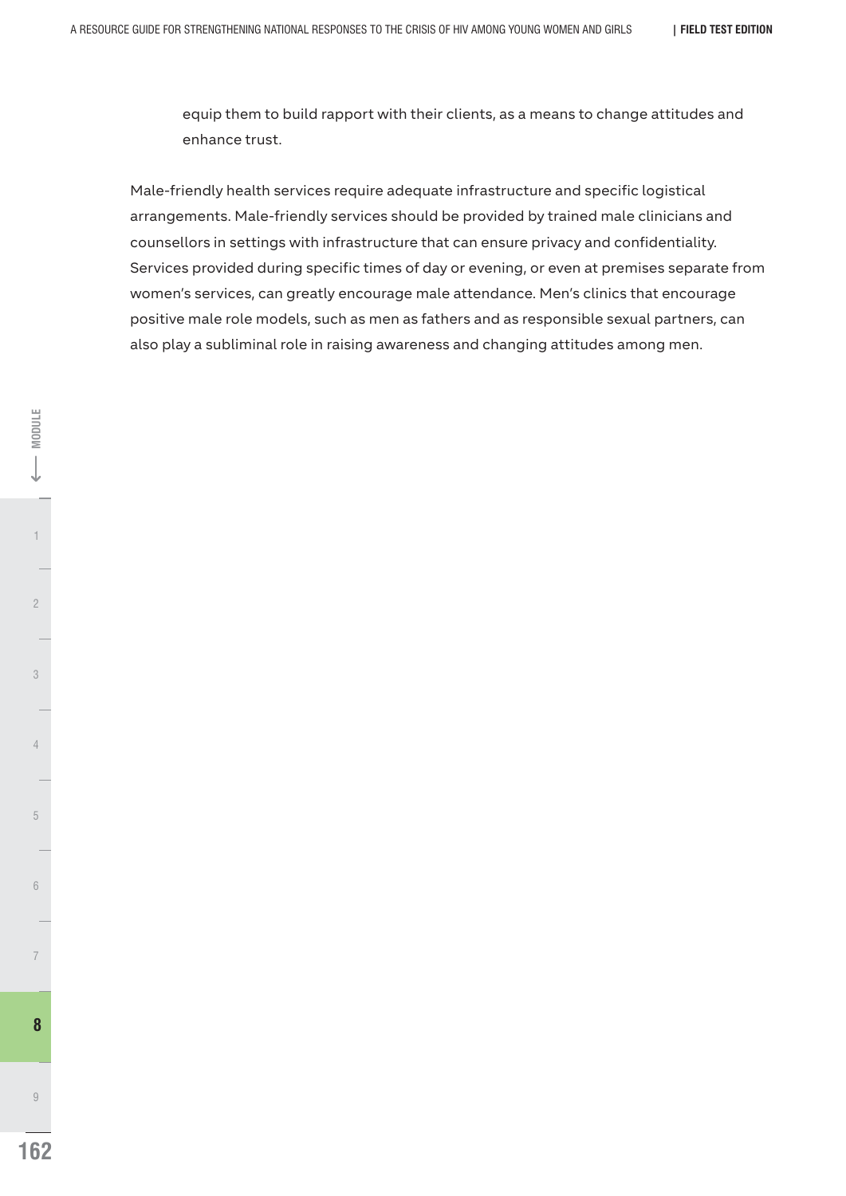equip them to build rapport with their clients, as a means to change attitudes and enhance trust.

Male-friendly health services require adequate infrastructure and specific logistical arrangements. Male-friendly services should be provided by trained male clinicians and counsellors in settings with infrastructure that can ensure privacy and confidentiality. Services provided during specific times of day or evening, or even at premises separate from women's services, can greatly encourage male attendance. Men's clinics that encourage positive male role models, such as men as fathers and as responsible sexual partners, can also play a subliminal role in raising awareness and changing attitudes among men.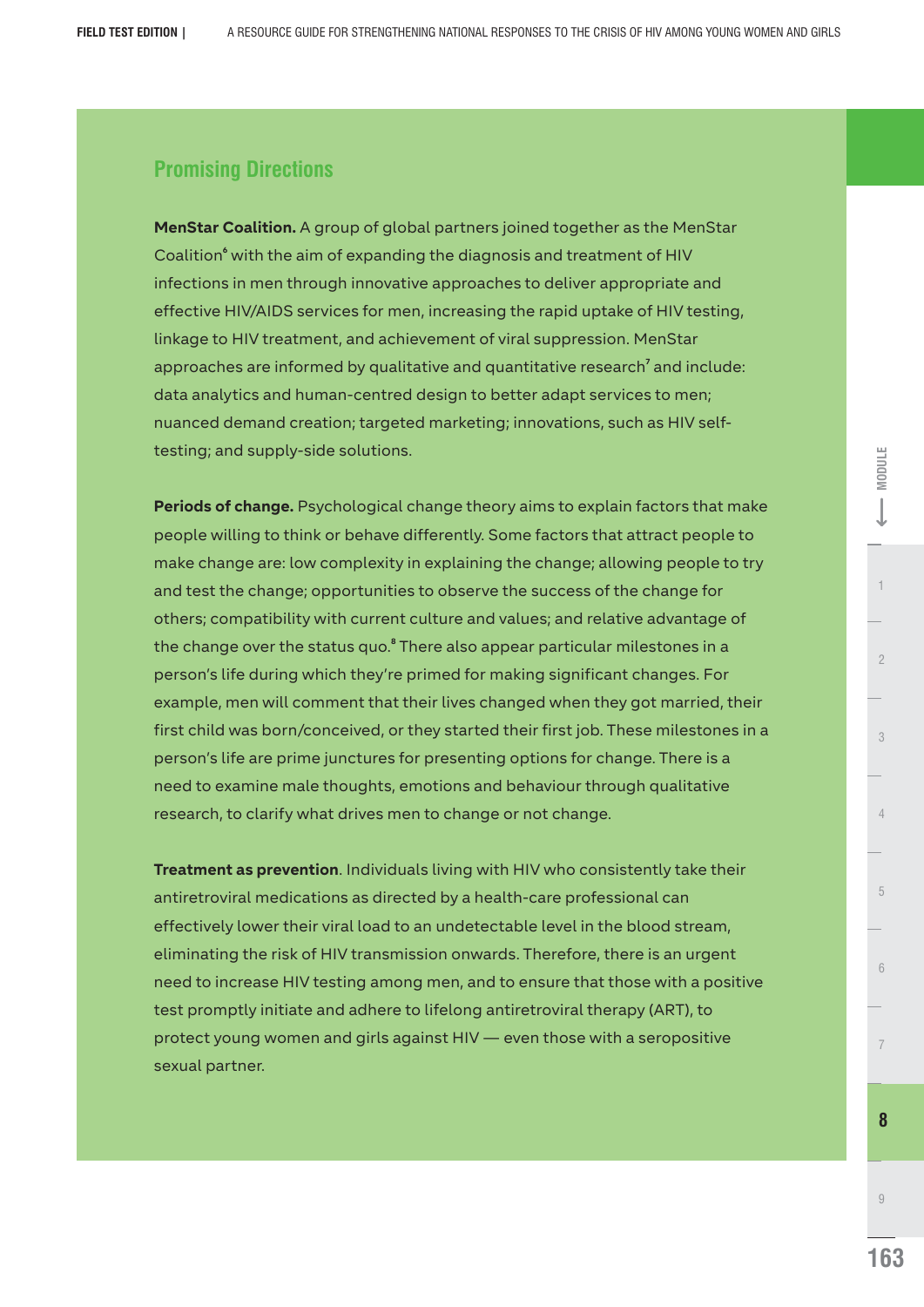## Promising Directions

**MenStar Coalition.** A group of global partners joined together as the MenStar Coalition[6] with the aim of expanding the diagnosis and treatment of HIV infections in men through innovative approaches to deliver appropriate and effective HIV/AIDS services for men, increasing the rapid uptake of HIV testing, linkage to HIV treatment, and achievement of viral suppression. MenStar approaches are informed by qualitative and quantitative research[7] and include: data analytics and human-centred design to better adapt services to men; nuanced demand creation; targeted marketing; innovations, such as HIV self-testing; and supply-side solutions.

**Periods of change.** Psychological change theory aims to explain factors that make people willing to think or behave differently. Some factors that attract people to make change are: low complexity in explaining the change; allowing people to try and test the change; opportunities to observe the success of the change for others; compatibility with current culture and values; and relative advantage of the change over the status quo.[8] There also appear particular milestones in a person's life during which they're primed for making significant changes. For example, men will comment that their lives changed when they got married, their first child was born/conceived, or they started their first job. These milestones in a person's life are prime junctures for presenting options for change. There is a need to examine male thoughts, emotions and behaviour through qualitative research, to clarify what drives men to change or not change.

**Treatment as prevention**. Individuals living with HIV who consistently take their antiretroviral medications as directed by a health-care professional can effectively lower their viral load to an undetectable level in the blood stream, eliminating the risk of HIV transmission onwards. Therefore, there is an urgent need to increase HIV testing among men, and to ensure that those with a positive test promptly initiate and adhere to lifelong antiretroviral therapy (ART), to protect young women and girls against HIV — even those with a seropositive sexual partner.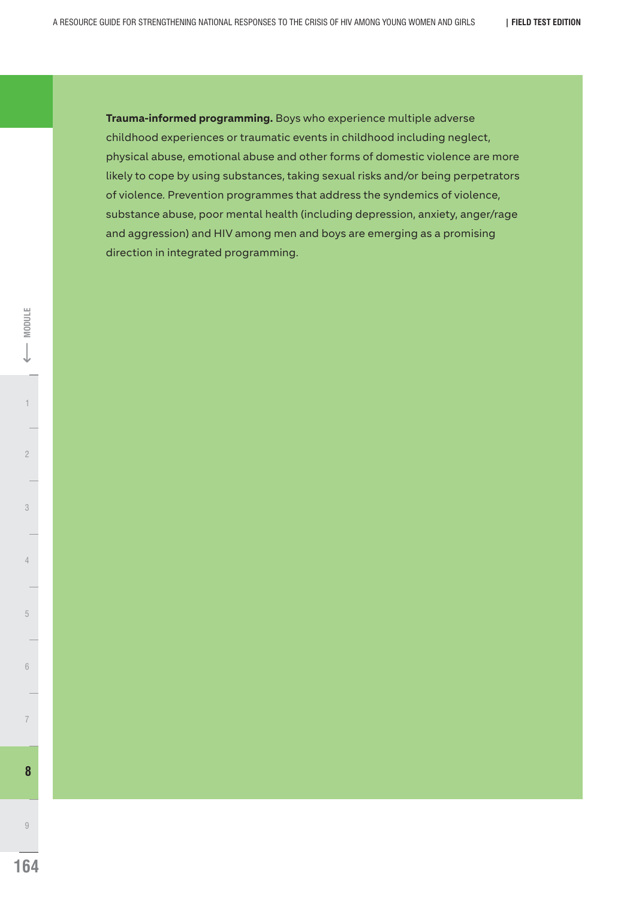**Trauma-informed programming.** Boys who experience multiple adverse childhood experiences or traumatic events in childhood including neglect, physical abuse, emotional abuse and other forms of domestic violence are more likely to cope by using substances, taking sexual risks and/or being perpetrators of violence. Prevention programmes that address the syndemics of violence, substance abuse, poor mental health (including depression, anxiety, anger/rage and aggression) and HIV among men and boys are emerging as a promising direction in integrated programming.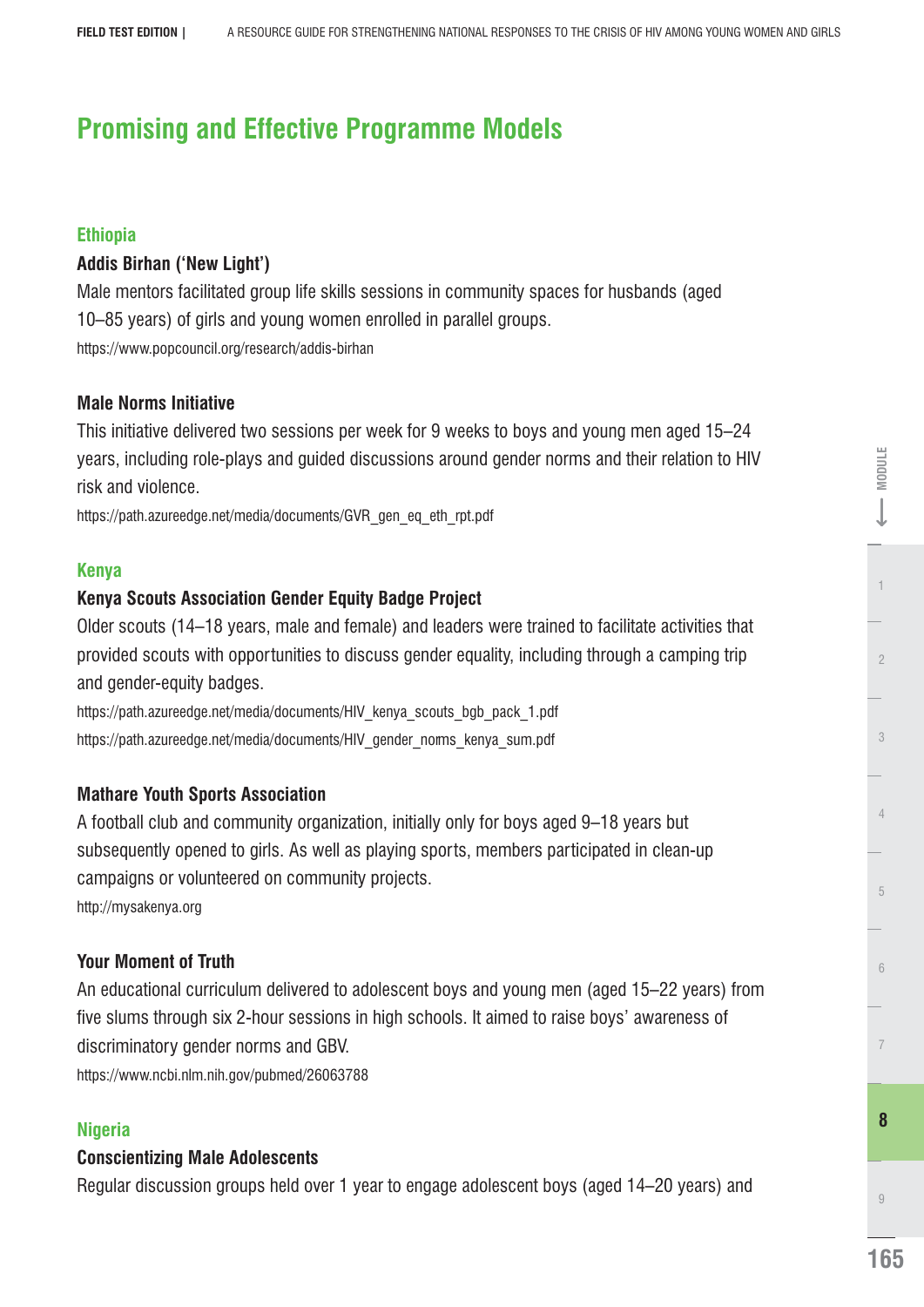# Promising and Effective Programme Models

## Ethiopia

### Addis Birhan ('New Light')

Male mentors facilitated group life skills sessions in community spaces for husbands (aged 10–85 years) of girls and young women enrolled in parallel groups.

https://www.popcouncil.org/research/addis-birhan

### Male Norms Initiative

This initiative delivered two sessions per week for 9 weeks to boys and young men aged 15–24 years, including role-plays and guided discussions around gender norms and their relation to HIV risk and violence.

https://path.azureedge.net/media/documents/GVR_gen_eq_eth_rpt.pdf

## Kenya

### Kenya Scouts Association Gender Equity Badge Project

Older scouts (14–18 years, male and female) and leaders were trained to facilitate activities that provided scouts with opportunities to discuss gender equality, including through a camping trip and gender-equity badges.

https://path.azureedge.net/media/documents/HIV_kenya_scouts_bgb_pack_1.pdf

https://path.azureedge.net/media/documents/HIV_gender_norms_kenya_sum.pdf

### Mathare Youth Sports Association

A football club and community organization, initially only for boys aged 9–18 years but subsequently opened to girls. As well as playing sports, members participated in clean-up campaigns or volunteered on community projects.

http://mysakenya.org

### Your Moment of Truth

An educational curriculum delivered to adolescent boys and young men (aged 15–22 years) from five slums through six 2-hour sessions in high schools. It aimed to raise boys' awareness of discriminatory gender norms and GBV.

https://www.ncbi.nlm.nih.gov/pubmed/26063788

## Nigeria

### Conscientizing Male Adolescents

Regular discussion groups held over 1 year to engage adolescent boys (aged 14–20 years) and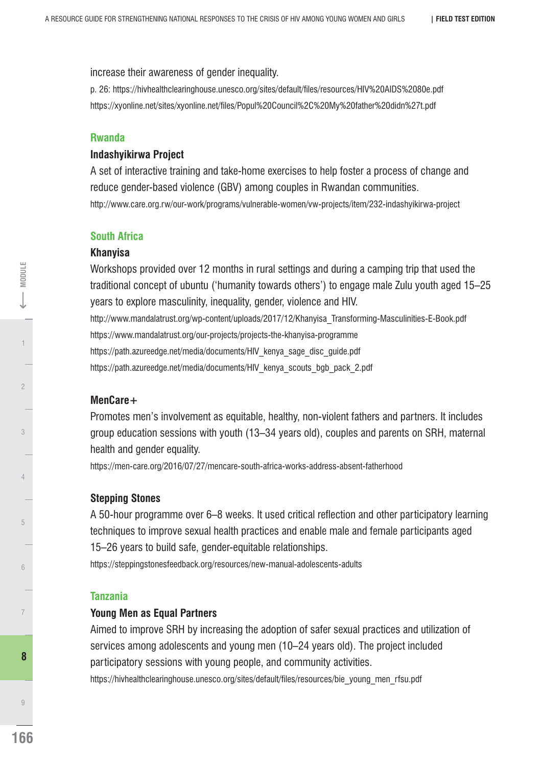increase their awareness of gender inequality.

p. 26: https://hivhealthclearinghouse.unesco.org/sites/default/files/resources/HIV%20AIDS%2080e.pdf

https://xyonline.net/sites/xyonline.net/files/Popul%20Council%2C%20My%20father%20didn%27t.pdf

### Rwanda

#### Indashyikirwa Project

A set of interactive training and take-home exercises to help foster a process of change and reduce gender-based violence (GBV) among couples in Rwandan communities.

http://www.care.org.rw/our-work/programs/vulnerable-women/vw-projects/item/232-indashyikirwa-project

### South Africa

#### Khanyisa

Workshops provided over 12 months in rural settings and during a camping trip that used the traditional concept of ubuntu ('humanity towards others') to engage male Zulu youth aged 15–25 years to explore masculinity, inequality, gender, violence and HIV.

http://www.mandalatrust.org/wp-content/uploads/2017/12/Khanyisa_Transforming-Masculinities-E-Book.pdf

https://www.mandalatrust.org/our-projects/projects-the-khanyisa-programme

https://path.azureedge.net/media/documents/HIV_kenya_sage_disc_guide.pdf

https://path.azureedge.net/media/documents/HIV_kenya_scouts_bgb_pack_2.pdf

#### MenCare+

Promotes men's involvement as equitable, healthy, non-violent fathers and partners. It includes group education sessions with youth (13–34 years old), couples and parents on SRH, maternal health and gender equality.

https://men-care.org/2016/07/27/mencare-south-africa-works-address-absent-fatherhood

#### Stepping Stones

A 50-hour programme over 6–8 weeks. It used critical reflection and other participatory learning techniques to improve sexual health practices and enable male and female participants aged 15–26 years to build safe, gender-equitable relationships.

https://steppingstonesfeedback.org/resources/new-manual-adolescents-adults

### Tanzania

#### Young Men as Equal Partners

Aimed to improve SRH by increasing the adoption of safer sexual practices and utilization of services among adolescents and young men (10–24 years old). The project included participatory sessions with young people, and community activities.

https://hivhealthclearinghouse.unesco.org/sites/default/files/resources/bie_young_men_rfsu.pdf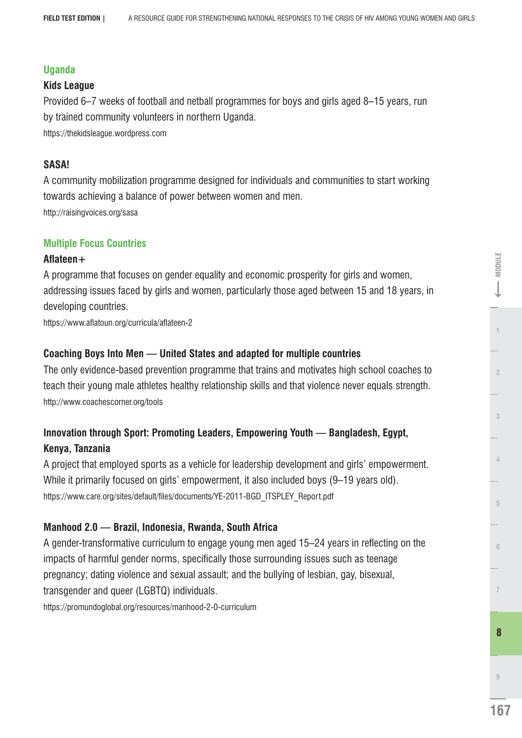## Uganda

### Kids League

Provided 6–7 weeks of football and netball programmes for boys and girls aged 8–15 years, run by trained community volunteers in northern Uganda.

https://thekidsleague.wordpress.com

### SASA!

A community mobilization programme designed for individuals and communities to start working towards achieving a balance of power between women and men.

http://raisingvoices.org/sasa

## Multiple Focus Countries

### Aflateen+

A programme that focuses on gender equality and economic prosperity for girls and women, addressing issues faced by girls and women, particularly those aged between 15 and 18 years, in developing countries.

https://www.aflatoun.org/curricula/aflateen-2

### Coaching Boys Into Men — United States and adapted for multiple countries

The only evidence-based prevention programme that trains and motivates high school coaches to teach their young male athletes healthy relationship skills and that violence never equals strength.

http://www.coachescorner.org/tools

### Innovation through Sport: Promoting Leaders, Empowering Youth — Bangladesh, Egypt, Kenya, Tanzania

A project that employed sports as a vehicle for leadership development and girls' empowerment. While it primarily focused on girls' empowerment, it also included boys (9–19 years old).

https://www.care.org/sites/default/files/documents/YE-2011-BGD_ITSPLEY_Report.pdf

### Manhood 2.0 — Brazil, Indonesia, Rwanda, South Africa

A gender-transformative curriculum to engage young men aged 15–24 years in reflecting on the impacts of harmful gender norms, specifically those surrounding issues such as teenage pregnancy; dating violence and sexual assault; and the bullying of lesbian, gay, bisexual, transgender and queer (LGBTQ) individuals.

https://promundoglobal.org/resources/manhood-2-0-curriculum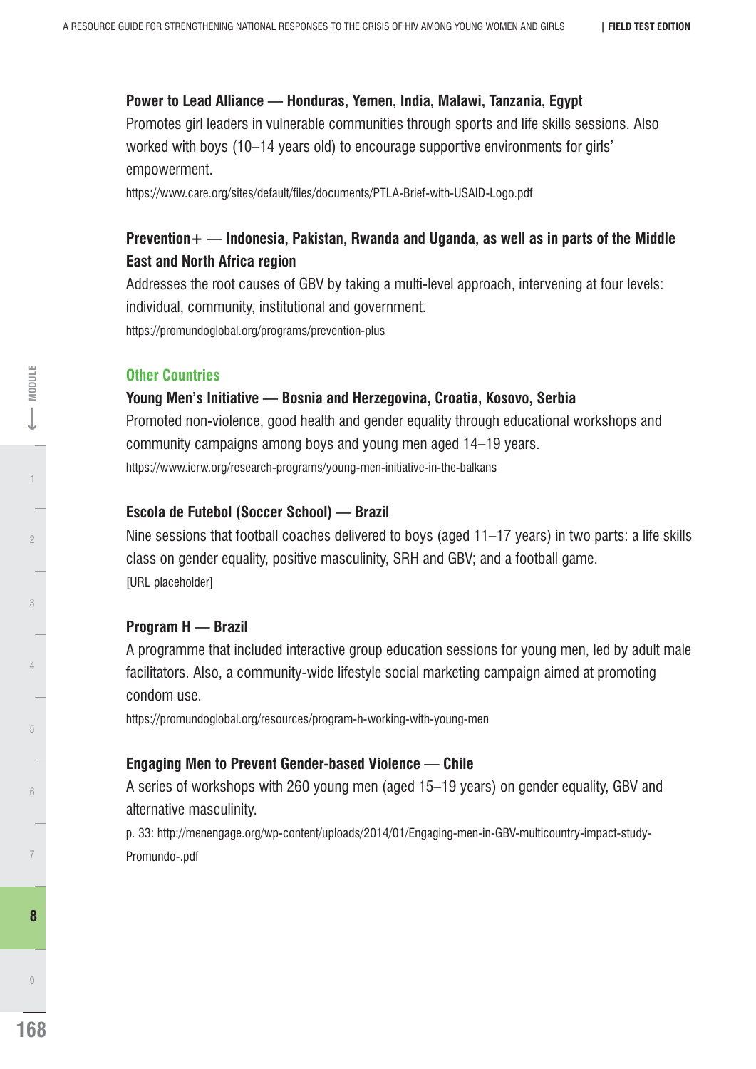**Power to Lead Alliance — Honduras, Yemen, India, Malawi, Tanzania, Egypt**

Promotes girl leaders in vulnerable communities through sports and life skills sessions. Also worked with boys (10–14 years old) to encourage supportive environments for girls' empowerment.

https://www.care.org/sites/default/files/documents/PTLA-Brief-with-USAID-Logo.pdf

**Prevention+ — Indonesia, Pakistan, Rwanda and Uganda, as well as in parts of the Middle East and North Africa region**

Addresses the root causes of GBV by taking a multi-level approach, intervening at four levels: individual, community, institutional and government.

https://promundoglobal.org/programs/prevention-plus

### Other Countries

**Young Men's Initiative — Bosnia and Herzegovina, Croatia, Kosovo, Serbia**

Promoted non-violence, good health and gender equality through educational workshops and community campaigns among boys and young men aged 14–19 years.

https://www.icrw.org/research-programs/young-men-initiative-in-the-balkans

**Escola de Futebol (Soccer School) — Brazil**

Nine sessions that football coaches delivered to boys (aged 11–17 years) in two parts: a life skills class on gender equality, positive masculinity, SRH and GBV; and a football game.

[URL placeholder]

**Program H — Brazil**

A programme that included interactive group education sessions for young men, led by adult male facilitators. Also, a community-wide lifestyle social marketing campaign aimed at promoting condom use.

https://promundoglobal.org/resources/program-h-working-with-young-men

**Engaging Men to Prevent Gender-based Violence — Chile**

A series of workshops with 260 young men (aged 15–19 years) on gender equality, GBV and alternative masculinity.

p. 33: http://menengage.org/wp-content/uploads/2014/01/Engaging-men-in-GBV-multicountry-impact-study-Promundo-.pdf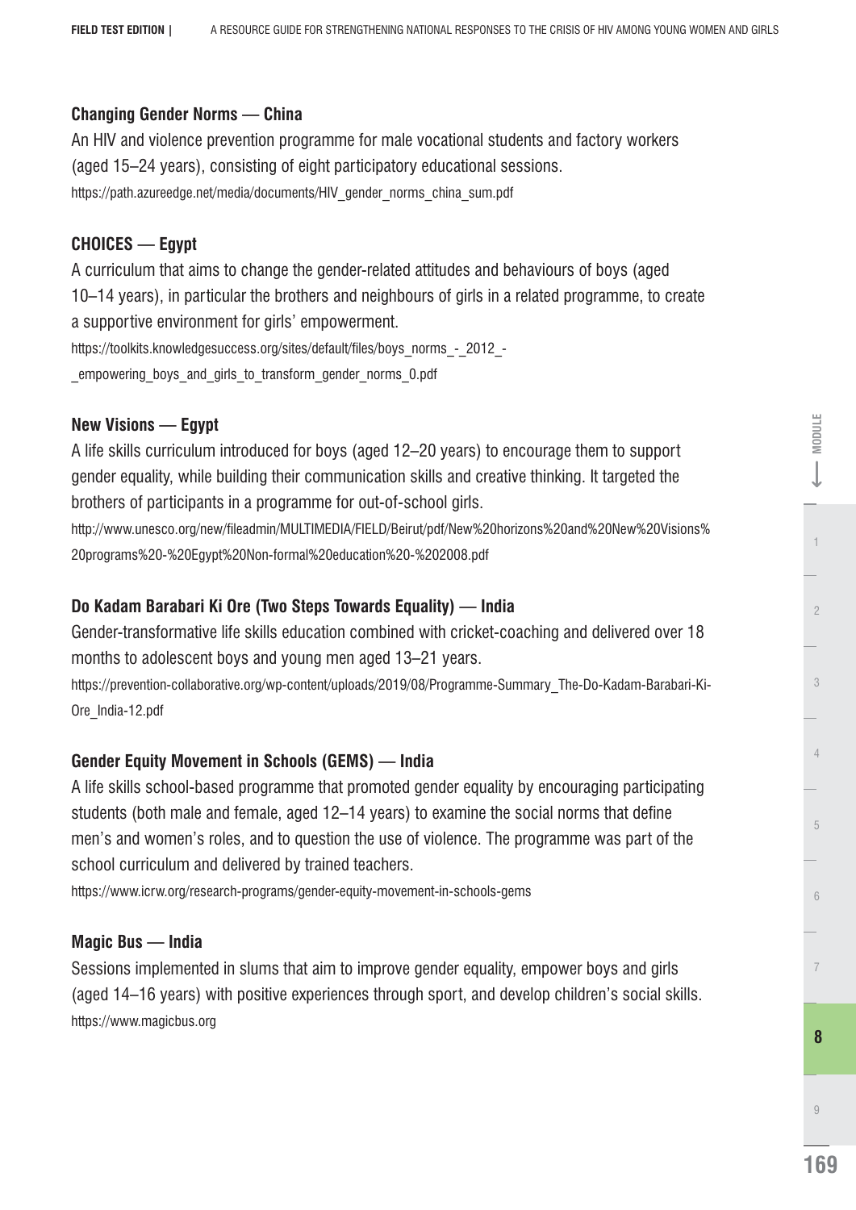### Changing Gender Norms — China

An HIV and violence prevention programme for male vocational students and factory workers (aged 15–24 years), consisting of eight participatory educational sessions.

https://path.azureedge.net/media/documents/HIV_gender_norms_china_sum.pdf

### CHOICES — Egypt

A curriculum that aims to change the gender-related attitudes and behaviours of boys (aged 10–14 years), in particular the brothers and neighbours of girls in a related programme, to create a supportive environment for girls' empowerment.

https://toolkits.knowledgesuccess.org/sites/default/files/boys_norms_-_2012_-_empowering_boys_and_girls_to_transform_gender_norms_0.pdf

### New Visions — Egypt

A life skills curriculum introduced for boys (aged 12–20 years) to encourage them to support gender equality, while building their communication skills and creative thinking. It targeted the brothers of participants in a programme for out-of-school girls.

http://www.unesco.org/new/fileadmin/MULTIMEDIA/FIELD/Beirut/pdf/New%20horizons%20and%20New%20Visions%20programs%20-%20Egypt%20Non-formal%20education%20-%202008.pdf

### Do Kadam Barabari Ki Ore (Two Steps Towards Equality) — India

Gender-transformative life skills education combined with cricket-coaching and delivered over 18 months to adolescent boys and young men aged 13–21 years.

https://prevention-collaborative.org/wp-content/uploads/2019/08/Programme-Summary_The-Do-Kadam-Barabari-Ki-Ore_India-12.pdf

### Gender Equity Movement in Schools (GEMS) — India

A life skills school-based programme that promoted gender equality by encouraging participating students (both male and female, aged 12–14 years) to examine the social norms that define men's and women's roles, and to question the use of violence. The programme was part of the school curriculum and delivered by trained teachers.

https://www.icrw.org/research-programs/gender-equity-movement-in-schools-gems

### Magic Bus — India

Sessions implemented in slums that aim to improve gender equality, empower boys and girls (aged 14–16 years) with positive experiences through sport, and develop children's social skills.

https://www.magicbus.org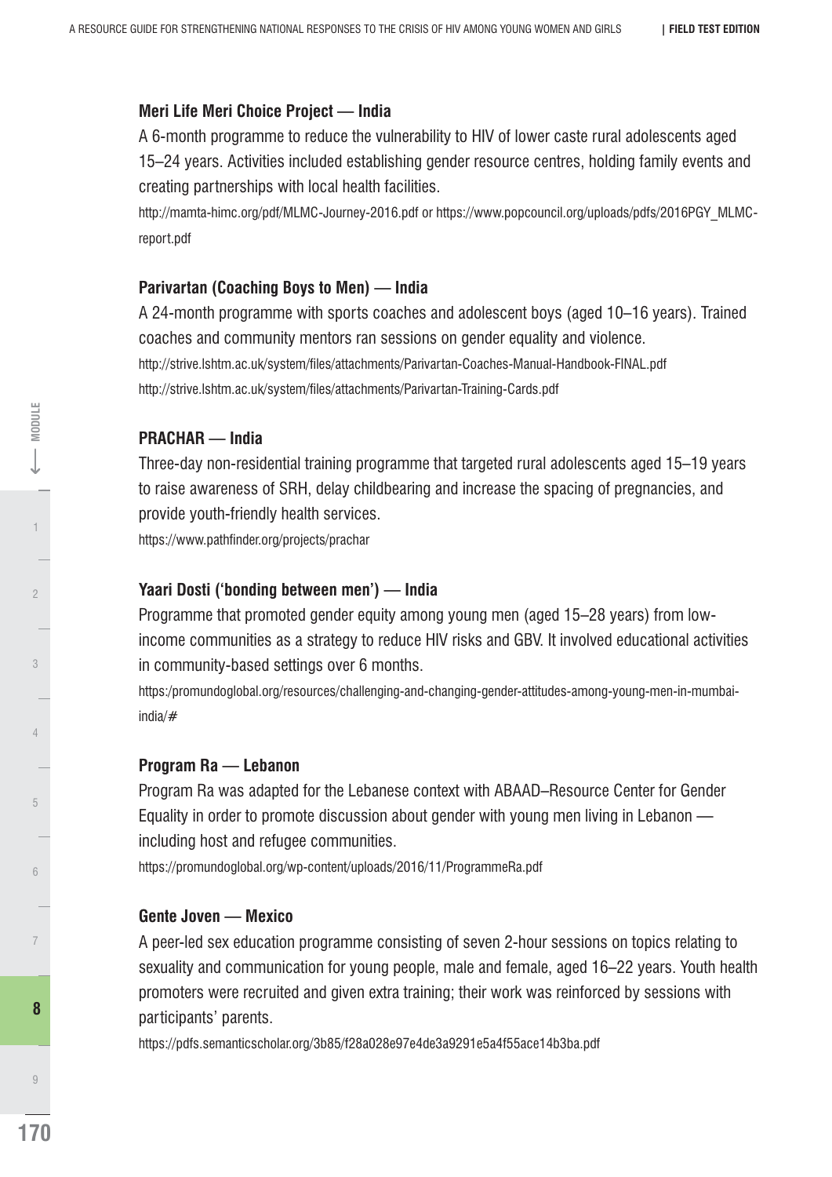**Meri Life Meri Choice Project — India**

A 6-month programme to reduce the vulnerability to HIV of lower caste rural adolescents aged 15–24 years. Activities included establishing gender resource centres, holding family events and creating partnerships with local health facilities.

http://mamta-himc.org/pdf/MLMC-Journey-2016.pdf or https://www.popcouncil.org/uploads/pdfs/2016PGY_MLMC-report.pdf

**Parivartan (Coaching Boys to Men) — India**

A 24-month programme with sports coaches and adolescent boys (aged 10–16 years). Trained coaches and community mentors ran sessions on gender equality and violence.

http://strive.lshtm.ac.uk/system/files/attachments/Parivartan-Coaches-Manual-Handbook-FINAL.pdf
http://strive.lshtm.ac.uk/system/files/attachments/Parivartan-Training-Cards.pdf

**PRACHAR — India**

Three-day non-residential training programme that targeted rural adolescents aged 15–19 years to raise awareness of SRH, delay childbearing and increase the spacing of pregnancies, and provide youth-friendly health services.

https://www.pathfinder.org/projects/prachar

**Yaari Dosti ('bonding between men') — India**

Programme that promoted gender equity among young men (aged 15–28 years) from low-income communities as a strategy to reduce HIV risks and GBV. It involved educational activities in community-based settings over 6 months.

https:/promundoglobal.org/resources/challenging-and-changing-gender-attitudes-among-young-men-in-mumbai-india/#

**Program Ra — Lebanon**

Program Ra was adapted for the Lebanese context with ABAAD–Resource Center for Gender Equality in order to promote discussion about gender with young men living in Lebanon — including host and refugee communities.

https://promundoglobal.org/wp-content/uploads/2016/11/ProgrammeRa.pdf

**Gente Joven — Mexico**

A peer-led sex education programme consisting of seven 2-hour sessions on topics relating to sexuality and communication for young people, male and female, aged 16–22 years. Youth health promoters were recruited and given extra training; their work was reinforced by sessions with participants' parents.

https://pdfs.semanticscholar.org/3b85/f28a028e97e4de3a9291e5a4f55ace14b3ba.pdf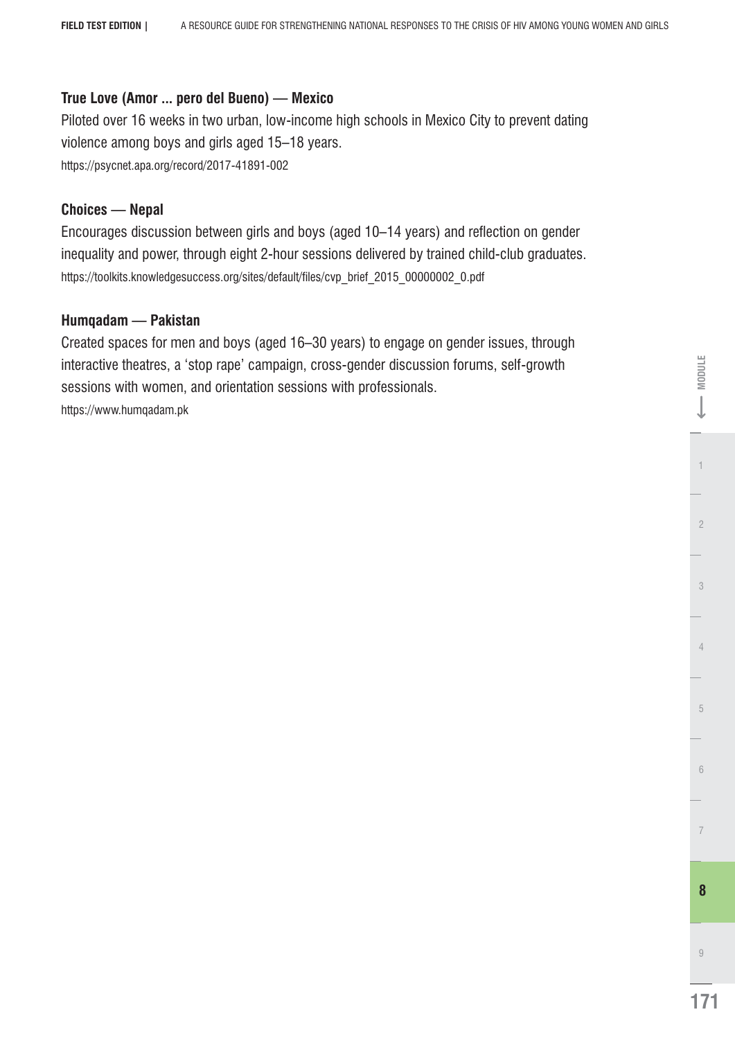**True Love (Amor ... pero del Bueno) — Mexico**

Piloted over 16 weeks in two urban, low-income high schools in Mexico City to prevent dating violence among boys and girls aged 15–18 years.

https://psycnet.apa.org/record/2017-41891-002

**Choices — Nepal**

Encourages discussion between girls and boys (aged 10–14 years) and reflection on gender inequality and power, through eight 2-hour sessions delivered by trained child-club graduates.

https://toolkits.knowledgesuccess.org/sites/default/files/cvp_brief_2015_00000002_0.pdf

**Humqadam — Pakistan**

Created spaces for men and boys (aged 16–30 years) to engage on gender issues, through interactive theatres, a 'stop rape' campaign, cross-gender discussion forums, self-growth sessions with women, and orientation sessions with professionals.

https://www.humqadam.pk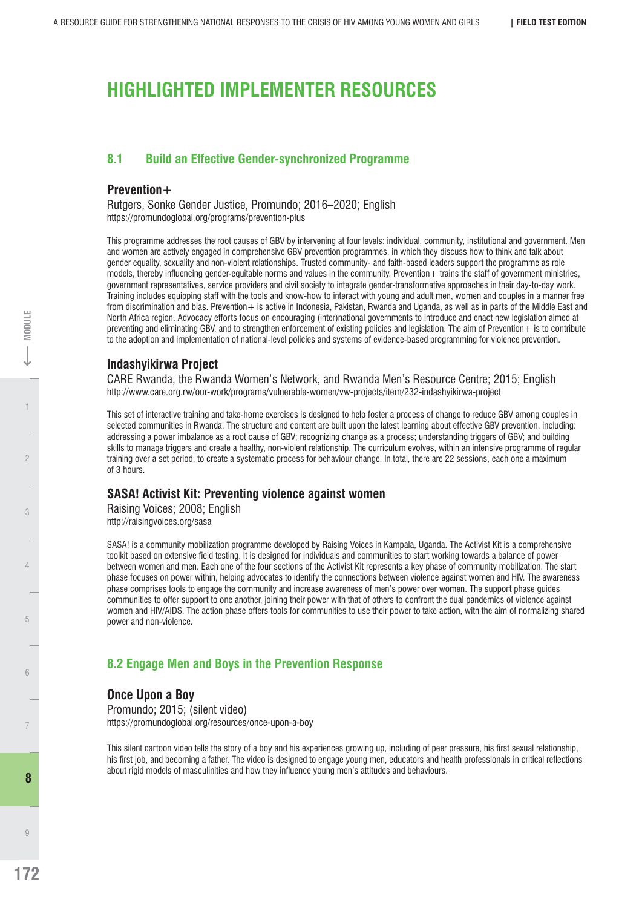# HIGHLIGHTED IMPLEMENTER RESOURCES

## 8.1 Build an Effective Gender-synchronized Programme

### Prevention+

Rutgers, Sonke Gender Justice, Promundo; 2016–2020; English
https://promundoglobal.org/programs/prevention-plus

This programme addresses the root causes of GBV by intervening at four levels: individual, community, institutional and government. Men and women are actively engaged in comprehensive GBV prevention programmes, in which they discuss how to think and talk about gender equality, sexuality and non-violent relationships. Trusted community- and faith-based leaders support the programme as role models, thereby influencing gender-equitable norms and values in the community. Prevention+ trains the staff of government ministries, government representatives, service providers and civil society to integrate gender-transformative approaches in their day-to-day work. Training includes equipping staff with the tools and know-how to interact with young and adult men, women and couples in a manner free from discrimination and bias. Prevention+ is active in Indonesia, Pakistan, Rwanda and Uganda, as well as in parts of the Middle East and North Africa region. Advocacy efforts focus on encouraging (inter)national governments to introduce and enact new legislation aimed at preventing and eliminating GBV, and to strengthen enforcement of existing policies and legislation. The aim of Prevention+ is to contribute to the adoption and implementation of national-level policies and systems of evidence-based programming for violence prevention.

### Indashyikirwa Project

CARE Rwanda, the Rwanda Women's Network, and Rwanda Men's Resource Centre; 2015; English
http://www.care.org.rw/our-work/programs/vulnerable-women/vw-projects/item/232-indashyikirwa-project

This set of interactive training and take-home exercises is designed to help foster a process of change to reduce GBV among couples in selected communities in Rwanda. The structure and content are built upon the latest learning about effective GBV prevention, including: addressing a power imbalance as a root cause of GBV; recognizing change as a process; understanding triggers of GBV; and building skills to manage triggers and create a healthy, non-violent relationship. The curriculum evolves, within an intensive programme of regular training over a set period, to create a systematic process for behaviour change. In total, there are 22 sessions, each one a maximum of 3 hours.

### SASA! Activist Kit: Preventing violence against women

Raising Voices; 2008; English
http://raisingvoices.org/sasa

SASA! is a community mobilization programme developed by Raising Voices in Kampala, Uganda. The Activist Kit is a comprehensive toolkit based on extensive field testing. It is designed for individuals and communities to start working towards a balance of power between women and men. Each one of the four sections of the Activist Kit represents a key phase of community mobilization. The start phase focuses on power within, helping advocates to identify the connections between violence against women and HIV. The awareness phase comprises tools to engage the community and increase awareness of men's power over women. The support phase guides communities to offer support to one another, joining their power with that of others to confront the dual pandemics of violence against women and HIV/AIDS. The action phase offers tools for communities to use their power to take action, with the aim of normalizing shared power and non-violence.

## 8.2 Engage Men and Boys in the Prevention Response

### Once Upon a Boy

Promundo; 2015; (silent video)
https://promundoglobal.org/resources/once-upon-a-boy

This silent cartoon video tells the story of a boy and his experiences growing up, including of peer pressure, his first sexual relationship, his first job, and becoming a father. The video is designed to engage young men, educators and health professionals in critical reflections about rigid models of masculinities and how they influence young men's attitudes and behaviours.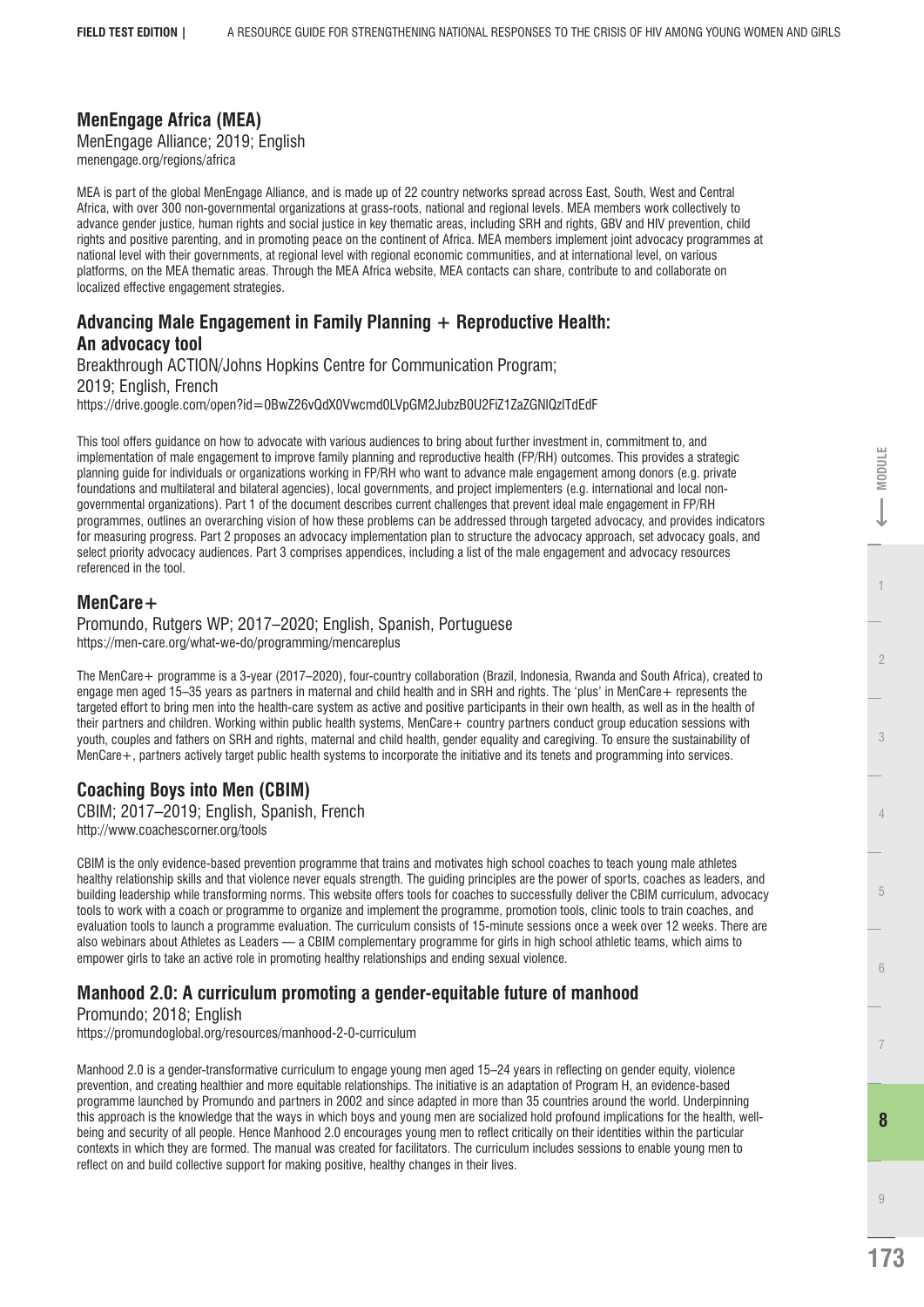## MenEngage Africa (MEA)

MenEngage Alliance; 2019; English
menengage.org/regions/africa

MEA is part of the global MenEngage Alliance, and is made up of 22 country networks spread across East, South, West and Central Africa, with over 300 non-governmental organizations at grass-roots, national and regional levels. MEA members work collectively to advance gender justice, human rights and social justice in key thematic areas, including SRH and rights, GBV and HIV prevention, child rights and positive parenting, and in promoting peace on the continent of Africa. MEA members implement joint advocacy programmes at national level with their governments, at regional level with regional economic communities, and at international level, on various platforms, on the MEA thematic areas. Through the MEA Africa website, MEA contacts can share, contribute to and collaborate on localized effective engagement strategies.

## Advancing Male Engagement in Family Planning + Reproductive Health: An advocacy tool

Breakthrough ACTION/Johns Hopkins Centre for Communication Program; 2019; English, French
https://drive.google.com/open?id=0BwZ26vQdX0Vwcmd0LVpGM2JubzB0U2FiZ1ZaZGNlQzlTdEdF

This tool offers guidance on how to advocate with various audiences to bring about further investment in, commitment to, and implementation of male engagement to improve family planning and reproductive health (FP/RH) outcomes. This provides a strategic planning guide for individuals or organizations working in FP/RH who want to advance male engagement among donors (e.g. private foundations and multilateral and bilateral agencies), local governments, and project implementers (e.g. international and local non-governmental organizations). Part 1 of the document describes current challenges that prevent ideal male engagement in FP/RH programmes, outlines an overarching vision of how these problems can be addressed through targeted advocacy, and provides indicators for measuring progress. Part 2 proposes an advocacy implementation plan to structure the advocacy approach, set advocacy goals, and select priority advocacy audiences. Part 3 comprises appendices, including a list of the male engagement and advocacy resources referenced in the tool.

## MenCare+

Promundo, Rutgers WP; 2017–2020; English, Spanish, Portuguese
https://men-care.org/what-we-do/programming/mencareplus

The MenCare+ programme is a 3-year (2017–2020), four-country collaboration (Brazil, Indonesia, Rwanda and South Africa), created to engage men aged 15–35 years as partners in maternal and child health and in SRH and rights. The 'plus' in MenCare+ represents the targeted effort to bring men into the health-care system as active and positive participants in their own health, as well as in the health of their partners and children. Working within public health systems, MenCare+ country partners conduct group education sessions with youth, couples and fathers on SRH and rights, maternal and child health, gender equality and caregiving. To ensure the sustainability of MenCare+, partners actively target public health systems to incorporate the initiative and its tenets and programming into services.

## Coaching Boys into Men (CBIM)

CBIM; 2017–2019; English, Spanish, French
http://www.coachescorner.org/tools

CBIM is the only evidence-based prevention programme that trains and motivates high school coaches to teach young male athletes healthy relationship skills and that violence never equals strength. The guiding principles are the power of sports, coaches as leaders, and building leadership while transforming norms. This website offers tools for coaches to successfully deliver the CBIM curriculum, advocacy tools to work with a coach or programme to organize and implement the programme, promotion tools, clinic tools to train coaches, and evaluation tools to launch a programme evaluation. The curriculum consists of 15-minute sessions once a week over 12 weeks. There are also webinars about Athletes as Leaders — a CBIM complementary programme for girls in high school athletic teams, which aims to empower girls to take an active role in promoting healthy relationships and ending sexual violence.

## Manhood 2.0: A curriculum promoting a gender-equitable future of manhood

Promundo; 2018; English
https://promundoglobal.org/resources/manhood-2-0-curriculum

Manhood 2.0 is a gender-transformative curriculum to engage young men aged 15–24 years in reflecting on gender equity, violence prevention, and creating healthier and more equitable relationships. The initiative is an adaptation of Program H, an evidence-based programme launched by Promundo and partners in 2002 and since adapted in more than 35 countries around the world. Underpinning this approach is the knowledge that the ways in which boys and young men are socialized hold profound implications for the health, well-being and security of all people. Hence Manhood 2.0 encourages young men to reflect critically on their identities within the particular contexts in which they are formed. The manual was created for facilitators. The curriculum includes sessions to enable young men to reflect on and build collective support for making positive, healthy changes in their lives.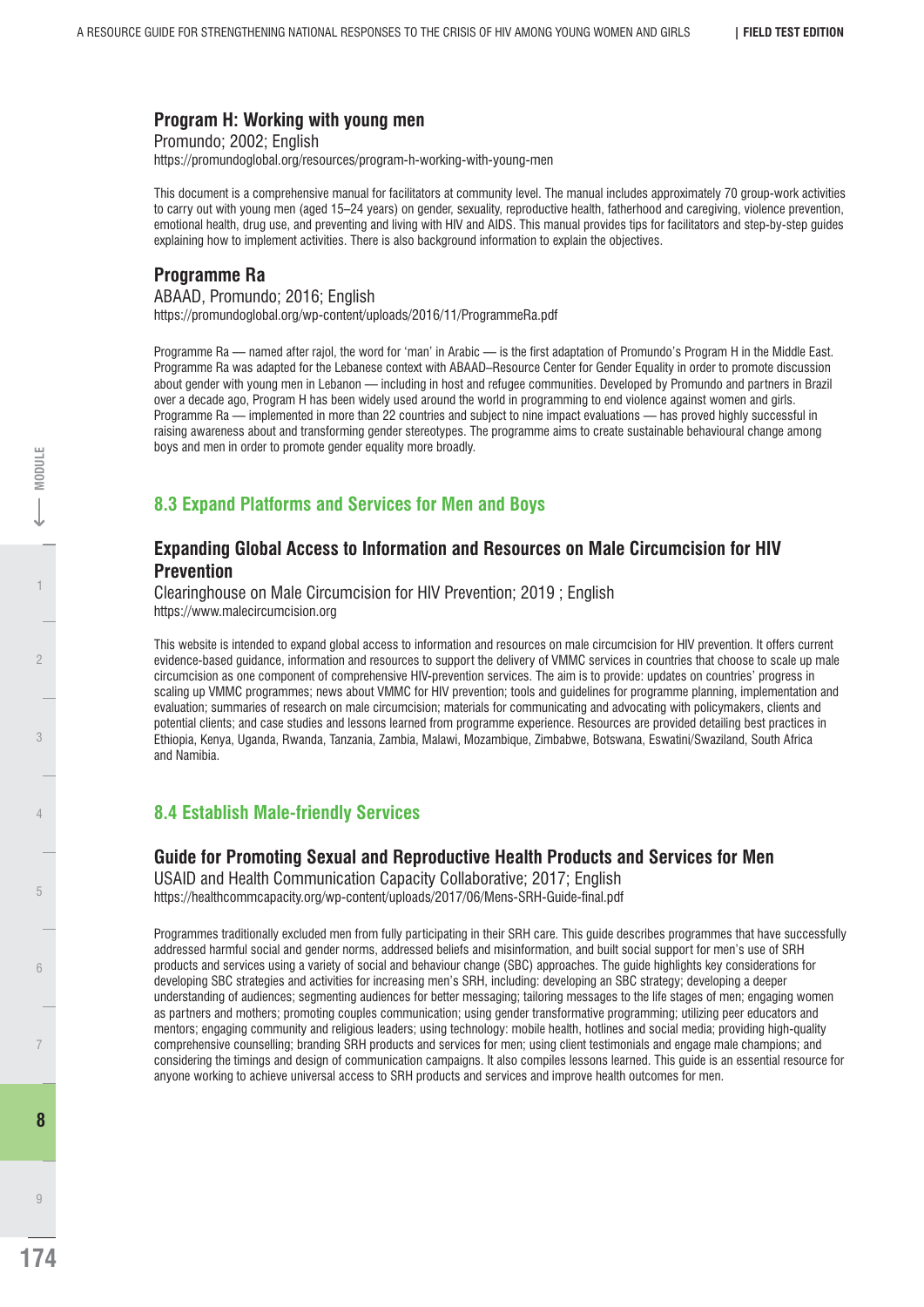### Program H: Working with young men

Promundo; 2002; English

https://promundoglobal.org/resources/program-h-working-with-young-men

This document is a comprehensive manual for facilitators at community level. The manual includes approximately 70 group-work activities to carry out with young men (aged 15–24 years) on gender, sexuality, reproductive health, fatherhood and caregiving, violence prevention, emotional health, drug use, and preventing and living with HIV and AIDS. This manual provides tips for facilitators and step-by-step guides explaining how to implement activities. There is also background information to explain the objectives.

### Programme Ra

ABAAD, Promundo; 2016; English

https://promundoglobal.org/wp-content/uploads/2016/11/ProgrammeRa.pdf

Programme Ra — named after rajol, the word for 'man' in Arabic — is the first adaptation of Promundo's Program H in the Middle East. Programme Ra was adapted for the Lebanese context with ABAAD–Resource Center for Gender Equality in order to promote discussion about gender with young men in Lebanon — including in host and refugee communities. Developed by Promundo and partners in Brazil over a decade ago, Program H has been widely used around the world in programming to end violence against women and girls. Programme Ra — implemented in more than 22 countries and subject to nine impact evaluations — has proved highly successful in raising awareness about and transforming gender stereotypes. The programme aims to create sustainable behavioural change among boys and men in order to promote gender equality more broadly.

## 8.3 Expand Platforms and Services for Men and Boys

### Expanding Global Access to Information and Resources on Male Circumcision for HIV Prevention

Clearinghouse on Male Circumcision for HIV Prevention; 2019 ; English

https://www.malecircumcision.org

This website is intended to expand global access to information and resources on male circumcision for HIV prevention. It offers current evidence-based guidance, information and resources to support the delivery of VMMC services in countries that choose to scale up male circumcision as one component of comprehensive HIV-prevention services. The aim is to provide: updates on countries' progress in scaling up VMMC programmes; news about VMMC for HIV prevention; tools and guidelines for programme planning, implementation and evaluation; summaries of research on male circumcision; materials for communicating and advocating with policymakers, clients and potential clients; and case studies and lessons learned from programme experience. Resources are provided detailing best practices in Ethiopia, Kenya, Uganda, Rwanda, Tanzania, Zambia, Malawi, Mozambique, Zimbabwe, Botswana, Eswatini/Swaziland, South Africa and Namibia.

## 8.4 Establish Male-friendly Services

### Guide for Promoting Sexual and Reproductive Health Products and Services for Men

USAID and Health Communication Capacity Collaborative; 2017; English

https://healthcommcapacity.org/wp-content/uploads/2017/06/Mens-SRH-Guide-final.pdf

Programmes traditionally excluded men from fully participating in their SRH care. This guide describes programmes that have successfully addressed harmful social and gender norms, addressed beliefs and misinformation, and built social support for men's use of SRH products and services using a variety of social and behaviour change (SBC) approaches. The guide highlights key considerations for developing SBC strategies and activities for increasing men's SRH, including: developing an SBC strategy; developing a deeper understanding of audiences; segmenting audiences for better messaging; tailoring messages to the life stages of men; engaging women as partners and mothers; promoting couples communication; using gender transformative programming; utilizing peer educators and mentors; engaging community and religious leaders; using technology: mobile health, hotlines and social media; providing high-quality comprehensive counselling; branding SRH products and services for men; using client testimonials and engage male champions; and considering the timings and design of communication campaigns. It also compiles lessons learned. This guide is an essential resource for anyone working to achieve universal access to SRH products and services and improve health outcomes for men.